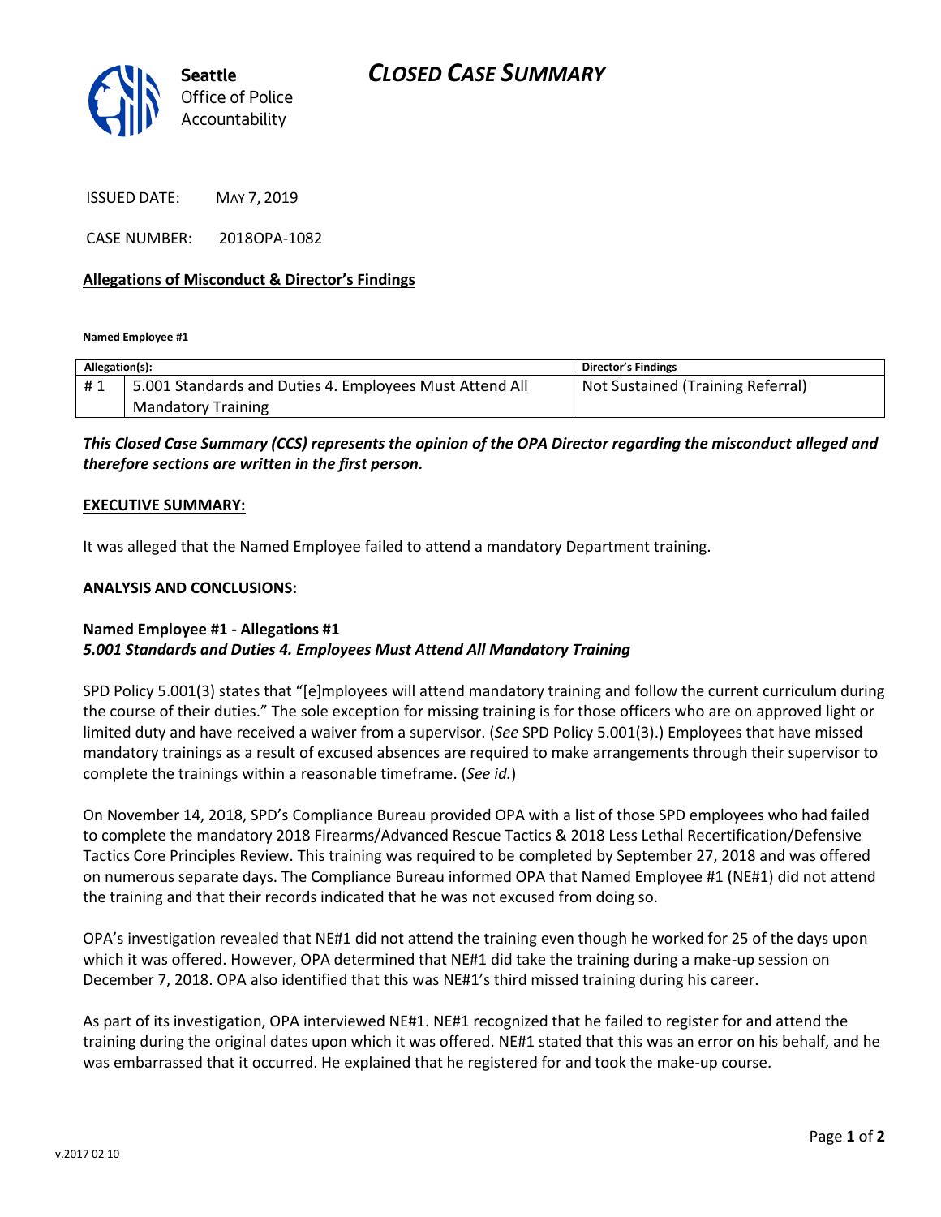# CLOSED CASE SUMMARY

Seattle Office of Police Accountability

ISSUED DATE: MAY 7, 2019

CASE NUMBER: 2018OPA-1082

**Allegations of Misconduct & Director's Findings**

**Named Employee #1**

| Allegation(s): | | Director's Findings |
|---|---|---|
| # 1 | 5.001 Standards and Duties 4. Employees Must Attend All Mandatory Training | Not Sustained (Training Referral) |

***This Closed Case Summary (CCS) represents the opinion of the OPA Director regarding the misconduct alleged and therefore sections are written in the first person.***

**EXECUTIVE SUMMARY:**

It was alleged that the Named Employee failed to attend a mandatory Department training.

**ANALYSIS AND CONCLUSIONS:**

**Named Employee #1 - Allegations #1**
***5.001 Standards and Duties 4. Employees Must Attend All Mandatory Training***

SPD Policy 5.001(3) states that "[e]mployees will attend mandatory training and follow the current curriculum during the course of their duties." The sole exception for missing training is for those officers who are on approved light or limited duty and have received a waiver from a supervisor. (*See* SPD Policy 5.001(3).) Employees that have missed mandatory trainings as a result of excused absences are required to make arrangements through their supervisor to complete the trainings within a reasonable timeframe. (*See id.*)

On November 14, 2018, SPD's Compliance Bureau provided OPA with a list of those SPD employees who had failed to complete the mandatory 2018 Firearms/Advanced Rescue Tactics & 2018 Less Lethal Recertification/Defensive Tactics Core Principles Review. This training was required to be completed by September 27, 2018 and was offered on numerous separate days. The Compliance Bureau informed OPA that Named Employee #1 (NE#1) did not attend the training and that their records indicated that he was not excused from doing so.

OPA's investigation revealed that NE#1 did not attend the training even though he worked for 25 of the days upon which it was offered. However, OPA determined that NE#1 did take the training during a make-up session on December 7, 2018. OPA also identified that this was NE#1's third missed training during his career.

As part of its investigation, OPA interviewed NE#1. NE#1 recognized that he failed to register for and attend the training during the original dates upon which it was offered. NE#1 stated that this was an error on his behalf, and he was embarrassed that it occurred. He explained that he registered for and took the make-up course.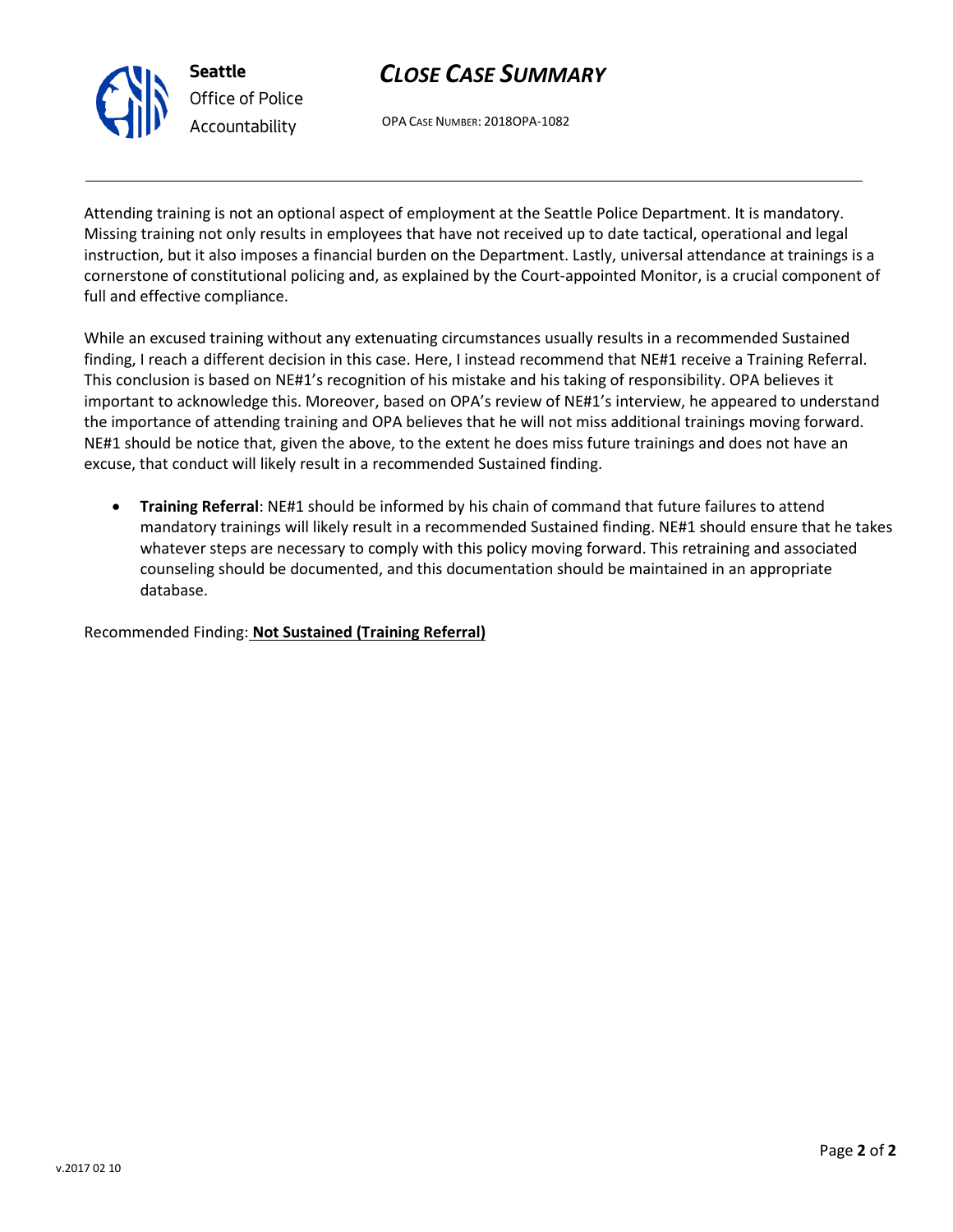Attending training is not an optional aspect of employment at the Seattle Police Department. It is mandatory. Missing training not only results in employees that have not received up to date tactical, operational and legal instruction, but it also imposes a financial burden on the Department. Lastly, universal attendance at trainings is a cornerstone of constitutional policing and, as explained by the Court-appointed Monitor, is a crucial component of full and effective compliance.

While an excused training without any extenuating circumstances usually results in a recommended Sustained finding, I reach a different decision in this case. Here, I instead recommend that NE#1 receive a Training Referral. This conclusion is based on NE#1's recognition of his mistake and his taking of responsibility. OPA believes it important to acknowledge this. Moreover, based on OPA's review of NE#1's interview, he appeared to understand the importance of attending training and OPA believes that he will not miss additional trainings moving forward. NE#1 should be notice that, given the above, to the extent he does miss future trainings and does not have an excuse, that conduct will likely result in a recommended Sustained finding.

- **Training Referral**: NE#1 should be informed by his chain of command that future failures to attend mandatory trainings will likely result in a recommended Sustained finding. NE#1 should ensure that he takes whatever steps are necessary to comply with this policy moving forward. This retraining and associated counseling should be documented, and this documentation should be maintained in an appropriate database.

Recommended Finding: **Not Sustained (Training Referral)**